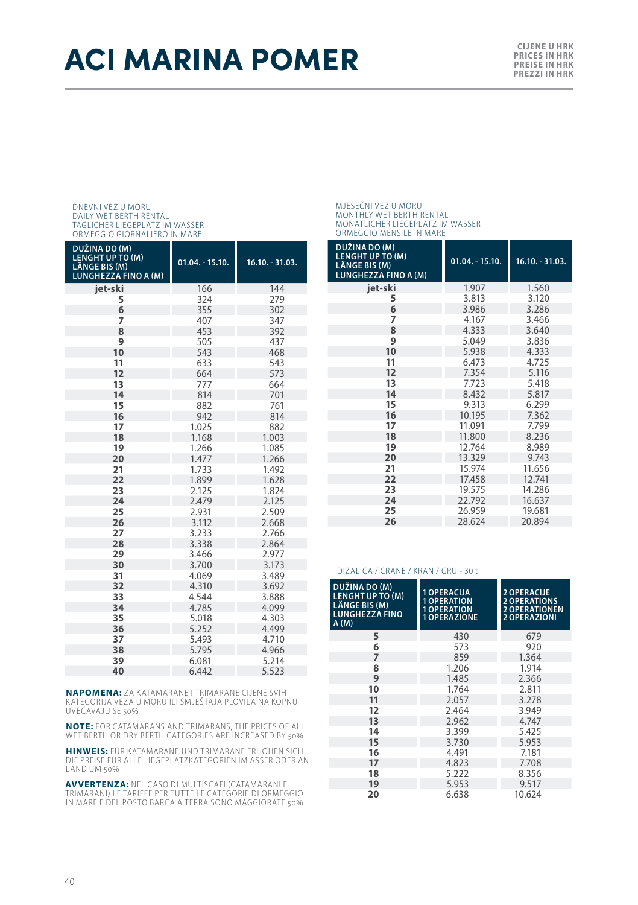# ACI MARINA POMER

CIJENE U HRK
PRICES IN HRK
PREISE IN HRK
PREZZI IN HRK

DNEVNI VEZ U MORU
DAILY WET BERTH RENTAL
TÄGLICHER LIEGEPLATZ IM WASSER
ORMEGGIO GIORNALIERO IN MARE

| DUŽINA DO (M) LENGHT UP TO (M) LÄNGE BIS (M) LUNGHEZZA FINO A (M) | 01.04. - 15.10. | 16.10. - 31.03. |
|---|---|---|
| jet-ski | 166 | 144 |
| 5 | 324 | 279 |
| 6 | 355 | 302 |
| 7 | 407 | 347 |
| 8 | 453 | 392 |
| 9 | 505 | 437 |
| 10 | 543 | 468 |
| 11 | 633 | 543 |
| 12 | 664 | 573 |
| 13 | 777 | 664 |
| 14 | 814 | 701 |
| 15 | 882 | 761 |
| 16 | 942 | 814 |
| 17 | 1.025 | 882 |
| 18 | 1.168 | 1.003 |
| 19 | 1.266 | 1.085 |
| 20 | 1.477 | 1.266 |
| 21 | 1.733 | 1.492 |
| 22 | 1.899 | 1.628 |
| 23 | 2.125 | 1.824 |
| 24 | 2.479 | 2.125 |
| 25 | 2.931 | 2.509 |
| 26 | 3.112 | 2.668 |
| 27 | 3.233 | 2.766 |
| 28 | 3.338 | 2.864 |
| 29 | 3.466 | 2.977 |
| 30 | 3.700 | 3.173 |
| 31 | 4.069 | 3.489 |
| 32 | 4.310 | 3.692 |
| 33 | 4.544 | 3.888 |
| 34 | 4.785 | 4.099 |
| 35 | 5.018 | 4.303 |
| 36 | 5.252 | 4.499 |
| 37 | 5.493 | 4.710 |
| 38 | 5.795 | 4.966 |
| 39 | 6.081 | 5.214 |
| 40 | 6.442 | 5.523 |

**NAPOMENA:** ZA KATAMARANE I TRIMARANE CIJENE SVIH KATEGORIJA VEZA U MORU ILI SMJEŠTAJA PLOVILA NA KOPNU UVEĆAVAJU SE 50%

**NOTE:** FOR CATAMARANS AND TRIMARANS, THE PRICES OF ALL WET BERTH OR DRY BERTH CATEGORIES ARE INCREASED BY 50%

**HINWEIS:** FUR KATAMARANE UND TRIMARANE ERHOHEN SICH DIE PREISE FUR ALLE LIEGEPLATZKATEGORIEN IM ASSER ODER AN LAND UM 50%

**AVVERTENZA:** NEL CASO DI MULTISCAFI (CATAMARANI E TRIMARANI) LE TARIFFE PER TUTTE LE CATEGORIE DI ORMEGGIO IN MARE E DEL POSTO BARCA A TERRA SONO MAGGIORATE 50%

MJESEČNI VEZ U MORU
MONTHLY WET BERTH RENTAL
MONATLICHER LIEGEPLATZ IM WASSER
ORMEGGIO MENSILE IN MARE

| DUŽINA DO (M) LENGHT UP TO (M) LÄNGE BIS (M) LUNGHEZZA FINO A (M) | 01.04. - 15.10. | 16.10. - 31.03. |
|---|---|---|
| jet-ski | 1.907 | 1.560 |
| 5 | 3.813 | 3.120 |
| 6 | 3.986 | 3.286 |
| 7 | 4.167 | 3.466 |
| 8 | 4.333 | 3.640 |
| 9 | 5.049 | 3.836 |
| 10 | 5.938 | 4.333 |
| 11 | 6.473 | 4.725 |
| 12 | 7.354 | 5.116 |
| 13 | 7.723 | 5.418 |
| 14 | 8.432 | 5.817 |
| 15 | 9.313 | 6.299 |
| 16 | 10.195 | 7.362 |
| 17 | 11.091 | 7.799 |
| 18 | 11.800 | 8.236 |
| 19 | 12.764 | 8.989 |
| 20 | 13.329 | 9.743 |
| 21 | 15.974 | 11.656 |
| 22 | 17.458 | 12.741 |
| 23 | 19.575 | 14.286 |
| 24 | 22.792 | 16.637 |
| 25 | 26.959 | 19.681 |
| 26 | 28.624 | 20.894 |

DIZALICA / CRANE / KRAN / GRU - 30 t

| DUŽINA DO (M) LENGHT UP TO (M) LÄNGE BIS (M) LUNGHEZZA FINO A (M) | 1 OPERACIJA 1 OPERATION 1 OPERATION 1 OPERAZIONE | 2 OPERACIJE 2 OPERATIONS 2 OPERATIONEN 2 OPERAZIONI |
|---|---|---|
| 5 | 430 | 679 |
| 6 | 573 | 920 |
| 7 | 859 | 1.364 |
| 8 | 1.206 | 1.914 |
| 9 | 1.485 | 2.366 |
| 10 | 1.764 | 2.811 |
| 11 | 2.057 | 3.278 |
| 12 | 2.464 | 3.949 |
| 13 | 2.962 | 4.747 |
| 14 | 3.399 | 5.425 |
| 15 | 3.730 | 5.953 |
| 16 | 4.491 | 7.181 |
| 17 | 4.823 | 7.708 |
| 18 | 5.222 | 8.356 |
| 19 | 5.953 | 9.517 |
| 20 | 6.638 | 10.624 |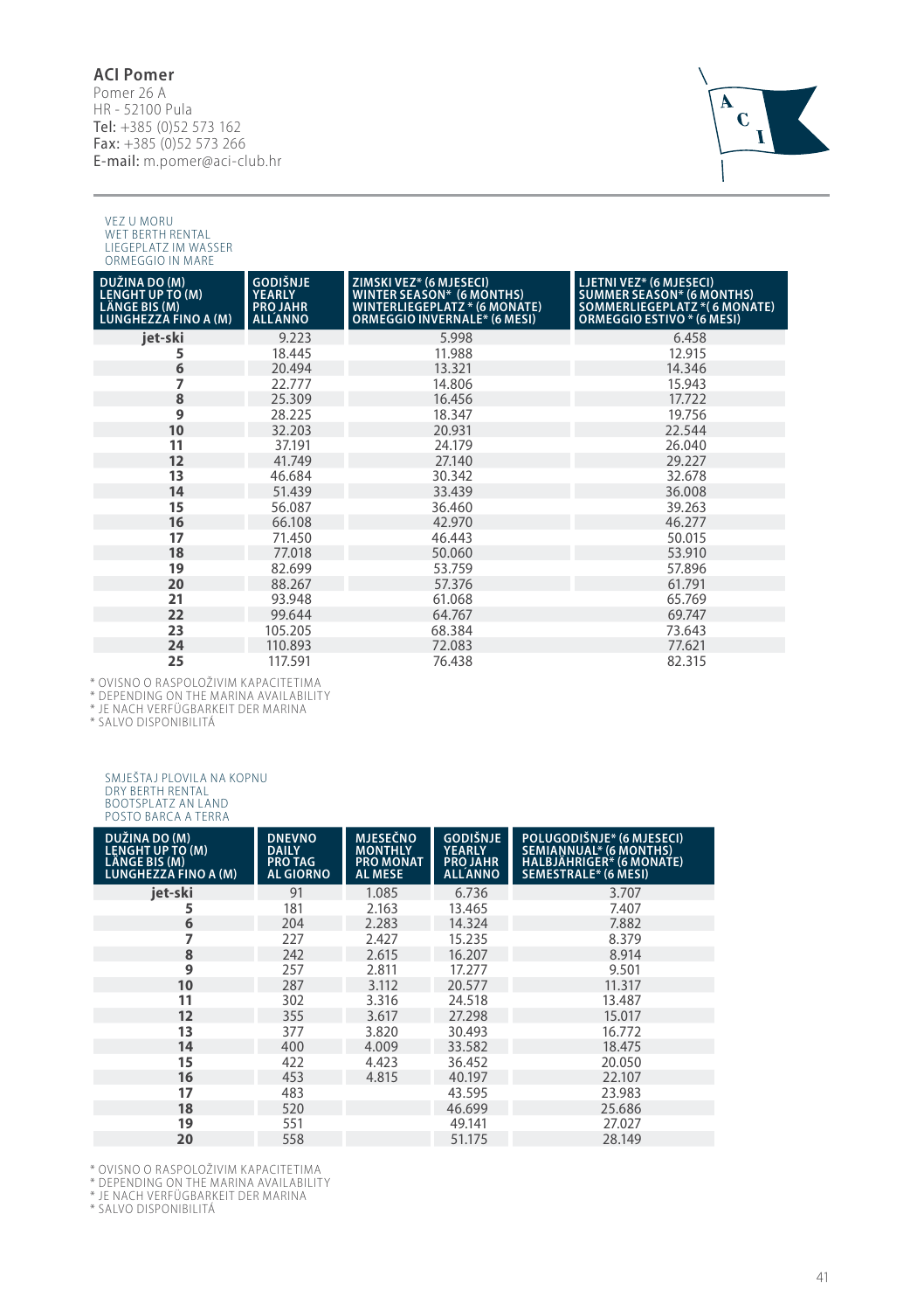## ACI Pomer

Pomer 26 A
HR - 52100 Pula
**Tel:** +385 (0)52 573 162
**Fax:** +385 (0)52 573 266
**E-mail:** m.pomer@aci-club.hr

VEZ U MORU
WET BERTH RENTAL
LIEGEPLATZ IM WASSER
ORMEGGIO IN MARE

| DUŽINA DO (M) LENGHT UP TO (M) LÄNGE BIS (M) LUNGHEZZA FINO A (M) | GODIŠNJE YEARLY PRO JAHR ALL'ANNO | ZIMSKI VEZ* (6 MJESECI) WINTER SEASON* (6 MONTHS) WINTERLIEGEPLATZ * (6 MONATE) ORMEGGIO INVERNALE* (6 MESI) | LJETNI VEZ* (6 MJESECI) SUMMER SEASON* (6 MONTHS) SOMMERLIEGEPLATZ *( 6 MONATE) ORMEGGIO ESTIVO * (6 MESI) |
|---|---|---|---|
| jet-ski | 9.223 | 5.998 | 6.458 |
| 5 | 18.445 | 11.988 | 12.915 |
| 6 | 20.494 | 13.321 | 14.346 |
| 7 | 22.777 | 14.806 | 15.943 |
| 8 | 25.309 | 16.456 | 17.722 |
| 9 | 28.225 | 18.347 | 19.756 |
| 10 | 32.203 | 20.931 | 22.544 |
| 11 | 37.191 | 24.179 | 26.040 |
| 12 | 41.749 | 27.140 | 29.227 |
| 13 | 46.684 | 30.342 | 32.678 |
| 14 | 51.439 | 33.439 | 36.008 |
| 15 | 56.087 | 36.460 | 39.263 |
| 16 | 66.108 | 42.970 | 46.277 |
| 17 | 71.450 | 46.443 | 50.015 |
| 18 | 77.018 | 50.060 | 53.910 |
| 19 | 82.699 | 53.759 | 57.896 |
| 20 | 88.267 | 57.376 | 61.791 |
| 21 | 93.948 | 61.068 | 65.769 |
| 22 | 99.644 | 64.767 | 69.747 |
| 23 | 105.205 | 68.384 | 73.643 |
| 24 | 110.893 | 72.083 | 77.621 |
| 25 | 117.591 | 76.438 | 82.315 |

\* OVISNO O RASPOLOŽIVIM KAPACITETIMA
\* DEPENDING ON THE MARINA AVAILABILITY
\* JE NACH VERFÜGBARKEIT DER MARINA
\* SALVO DISPONIBILITÀ

SMJEŠTAJ PLOVILA NA KOPNU
DRY BERTH RENTAL
BOOTSPLATZ AN LAND
POSTO BARCA A TERRA

| DUŽINA DO (M) LENGHT UP TO (M) LÄNGE BIS (M) LUNGHEZZA FINO A (M) | DNEVNO DAILY PRO TAG AL GIORNO | MJESEČNO MONTHLY PRO MONAT AL MESE | GODIŠNJE YEARLY PRO JAHR ALL'ANNO | POLUGODIŠNJE* (6 MJESECI) SEMIANNUAL* (6 MONTHS) HALBJÄHRIGER* (6 MONATE) SEMESTRALE* (6 MESI) |
|---|---|---|---|---|
| jet-ski | 91 | 1.085 | 6.736 | 3.707 |
| 5 | 181 | 2.163 | 13.465 | 7.407 |
| 6 | 204 | 2.283 | 14.324 | 7.882 |
| 7 | 227 | 2.427 | 15.235 | 8.379 |
| 8 | 242 | 2.615 | 16.207 | 8.914 |
| 9 | 257 | 2.811 | 17.277 | 9.501 |
| 10 | 287 | 3.112 | 20.577 | 11.317 |
| 11 | 302 | 3.316 | 24.518 | 13.487 |
| 12 | 355 | 3.617 | 27.298 | 15.017 |
| 13 | 377 | 3.820 | 30.493 | 16.772 |
| 14 | 400 | 4.009 | 33.582 | 18.475 |
| 15 | 422 | 4.423 | 36.452 | 20.050 |
| 16 | 453 | 4.815 | 40.197 | 22.107 |
| 17 | 483 | | 43.595 | 23.983 |
| 18 | 520 | | 46.699 | 25.686 |
| 19 | 551 | | 49.141 | 27.027 |
| 20 | 558 | | 51.175 | 28.149 |

\* OVISNO O RASPOLOŽIVIM KAPACITETIMA
\* DEPENDING ON THE MARINA AVAILABILITY
\* JE NACH VERFÜGBARKEIT DER MARINA
\* SALVO DISPONIBILITÀ